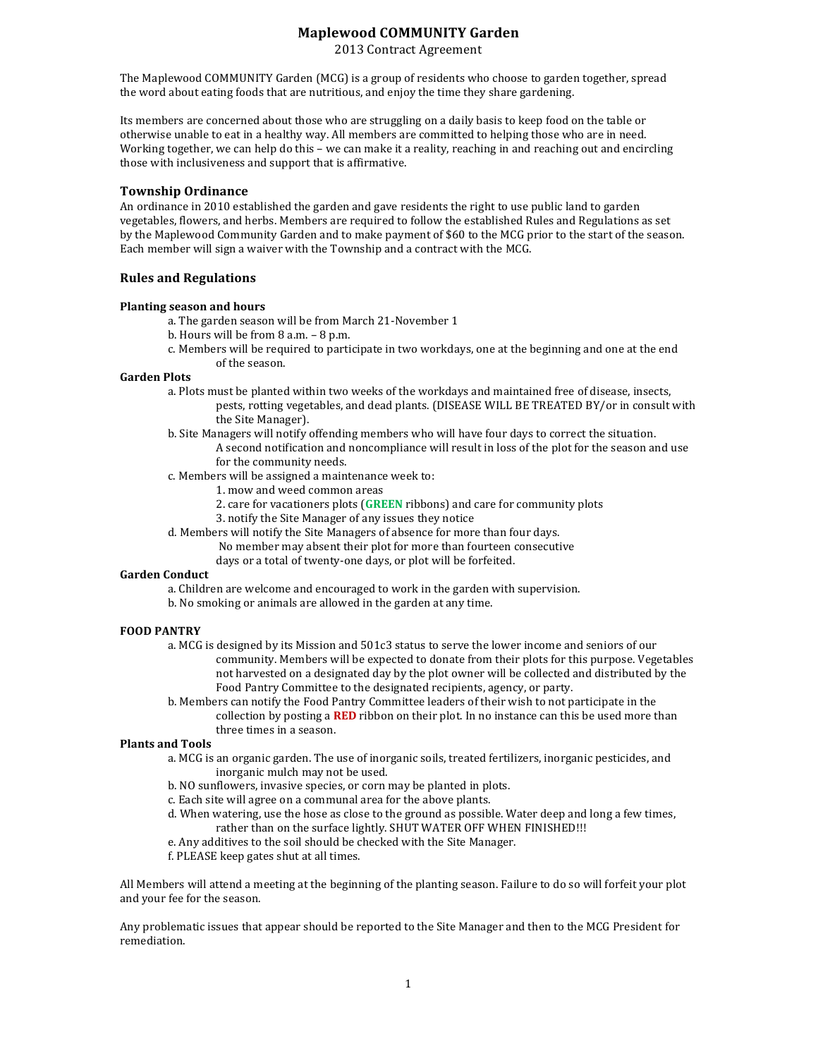# Maplewood COMMUNITY Garden

2013 Contract Agreement

The Maplewood COMMUNITY Garden (MCG) is a group of residents who choose to garden together, spread the word about eating foods that are nutritious, and enjoy the time they share gardening.

Its members are concerned about those who are struggling on a daily basis to keep food on the table or otherwise unable to eat in a healthy way. All members are committed to helping those who are in need. Working together, we can help do this – we can make it a reality, reaching in and reaching out and encircling those with inclusiveness and support that is affirmative.

## Township Ordinance

An ordinance in 2010 established the garden and gave residents the right to use public land to garden vegetables, flowers, and herbs. Members are required to follow the established Rules and Regulations as set by the Maplewood Community Garden and to make payment of $60 to the MCG prior to the start of the season. Each member will sign a waiver with the Township and a contract with the MCG.

## Rules and Regulations

**Planting season and hours**

a. The garden season will be from March 21-November 1

b. Hours will be from 8 a.m. – 8 p.m.

c. Members will be required to participate in two workdays, one at the beginning and one at the end of the season.

**Garden Plots**

a. Plots must be planted within two weeks of the workdays and maintained free of disease, insects, pests, rotting vegetables, and dead plants. (DISEASE WILL BE TREATED BY/or in consult with the Site Manager).

b. Site Managers will notify offending members who will have four days to correct the situation. A second notification and noncompliance will result in loss of the plot for the season and use for the community needs.

c. Members will be assigned a maintenance week to:

1. mow and weed common areas
2. care for vacationers plots (**GREEN** ribbons) and care for community plots
3. notify the Site Manager of any issues they notice

d. Members will notify the Site Managers of absence for more than four days. No member may absent their plot for more than fourteen consecutive days or a total of twenty-one days, or plot will be forfeited.

**Garden Conduct**

a. Children are welcome and encouraged to work in the garden with supervision.

b. No smoking or animals are allowed in the garden at any time.

**FOOD PANTRY**

a. MCG is designed by its Mission and 501c3 status to serve the lower income and seniors of our community. Members will be expected to donate from their plots for this purpose. Vegetables not harvested on a designated day by the plot owner will be collected and distributed by the Food Pantry Committee to the designated recipients, agency, or party.

b. Members can notify the Food Pantry Committee leaders of their wish to not participate in the collection by posting a **RED** ribbon on their plot. In no instance can this be used more than three times in a season.

**Plants and Tools**

a. MCG is an organic garden. The use of inorganic soils, treated fertilizers, inorganic pesticides, and inorganic mulch may not be used.

b. NO sunflowers, invasive species, or corn may be planted in plots.

c. Each site will agree on a communal area for the above plants.

d. When watering, use the hose as close to the ground as possible. Water deep and long a few times, rather than on the surface lightly. SHUT WATER OFF WHEN FINISHED!!!

e. Any additives to the soil should be checked with the Site Manager.

f. PLEASE keep gates shut at all times.

All Members will attend a meeting at the beginning of the planting season. Failure to do so will forfeit your plot and your fee for the season.

Any problematic issues that appear should be reported to the Site Manager and then to the MCG President for remediation.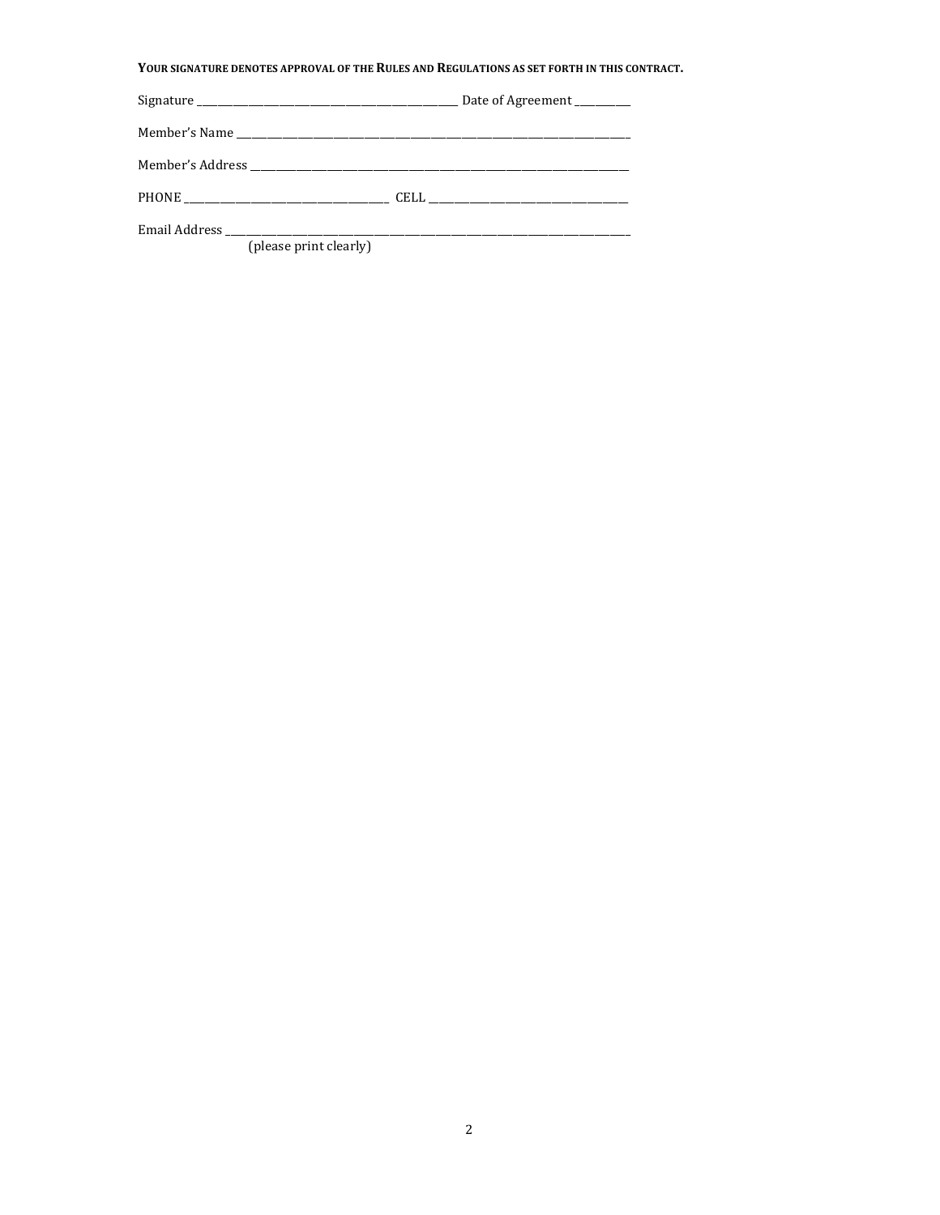**YOUR SIGNATURE DENOTES APPROVAL OF THE RULES AND REGULATIONS AS SET FORTH IN THIS CONTRACT.**

Signature ______________________________________________ Date of Agreement __________

Member's Name ______________________________________________________________________

Member's Address ____________________________________________________________________

PHONE ____________________________________ CELL ____________________________________

Email Address _______________________________________________________________________
(please print clearly)